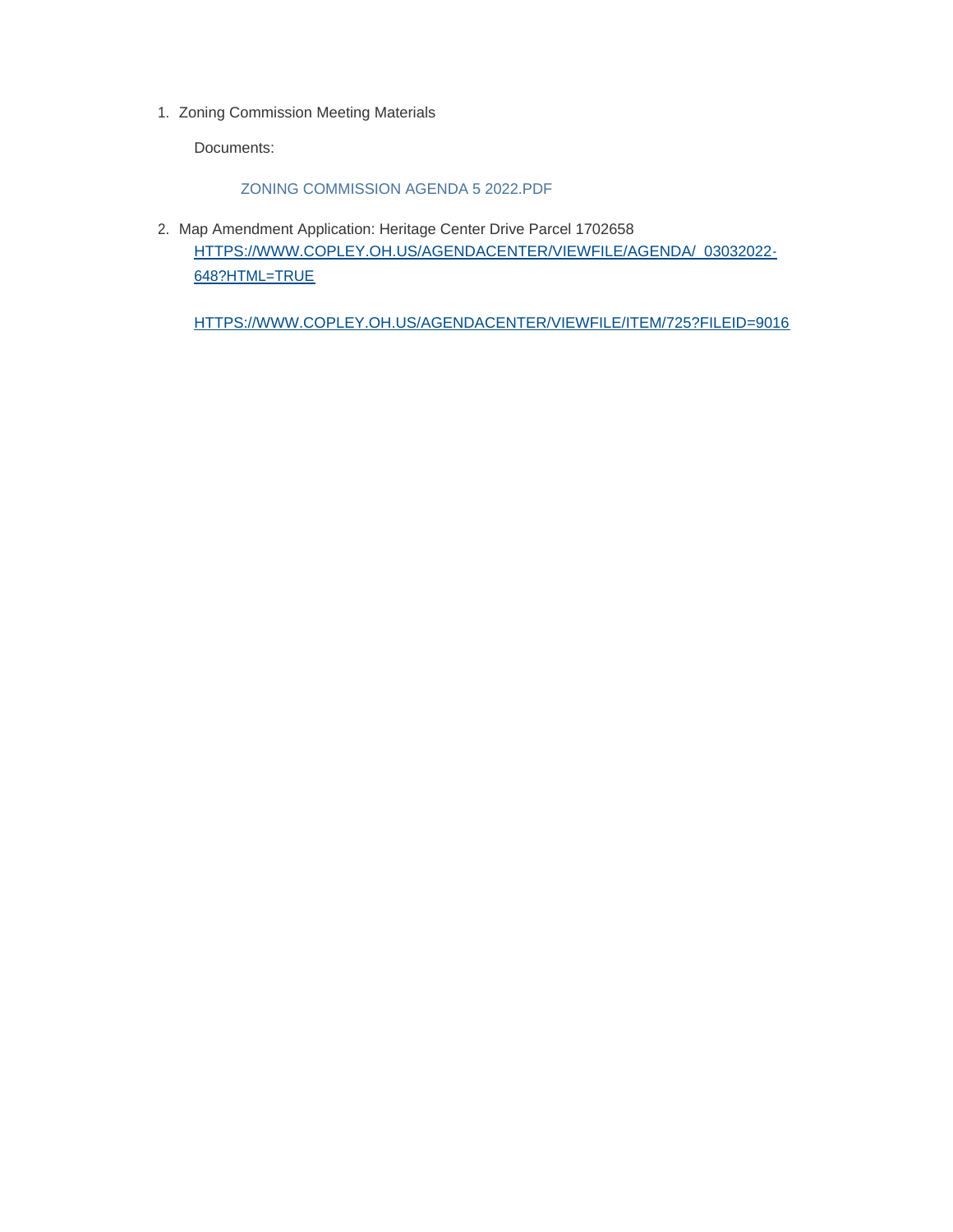1. Zoning Commission Meeting Materials

   Documents:

   ZONING COMMISSION AGENDA 5 2022.PDF

2. Map Amendment Application: Heritage Center Drive Parcel 1702658

   HTTPS://WWW.COPLEY.OH.US/AGENDACENTER/VIEWFILE/AGENDA/_03032022-648?HTML=TRUE

   HTTPS://WWW.COPLEY.OH.US/AGENDACENTER/VIEWFILE/ITEM/725?FILEID=9016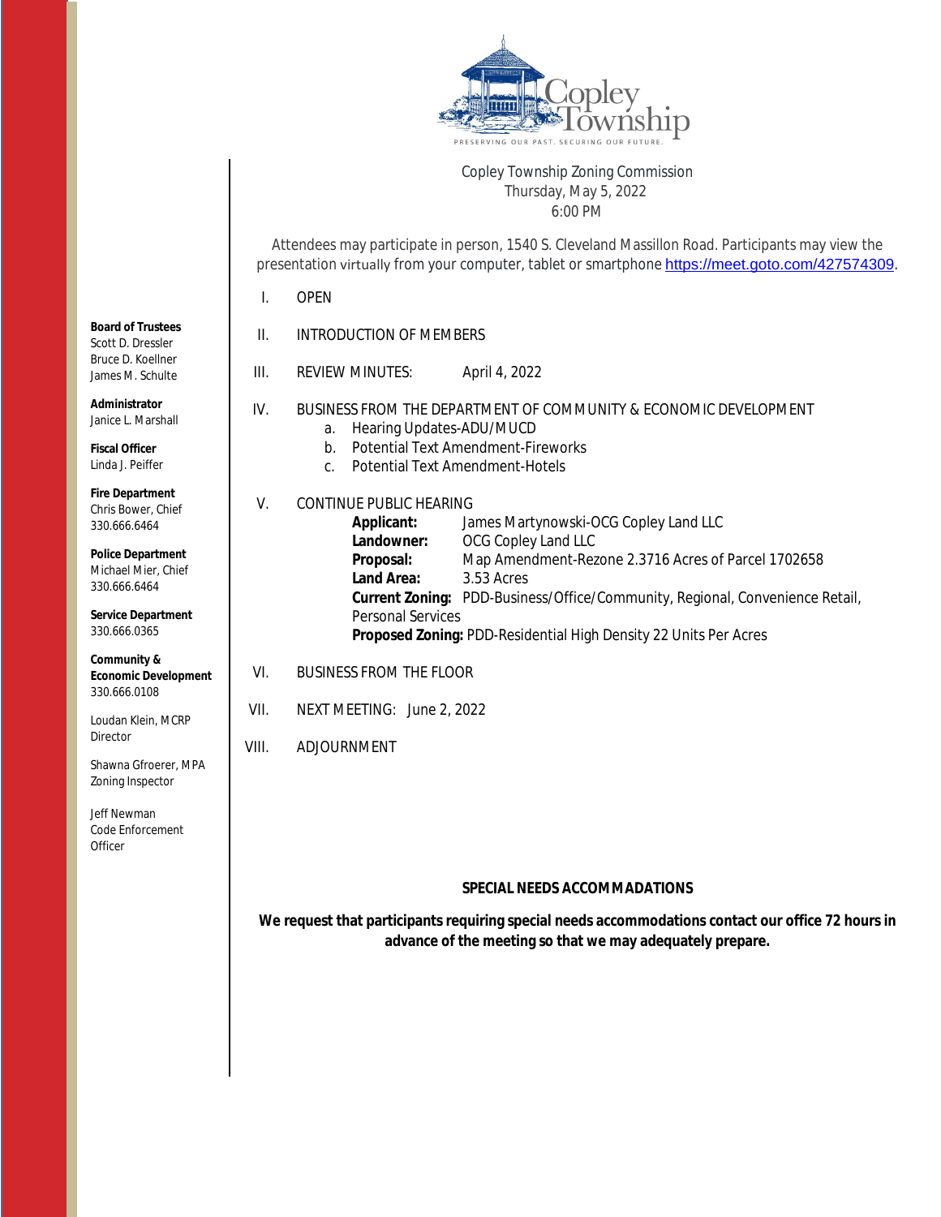Copley Township

PRESERVING OUR PAST. SECURING OUR FUTURE.

Copley Township Zoning Commission
Thursday, May 5, 2022
6:00 PM

Attendees may participate in person, 1540 S. Cleveland Massillon Road. Participants may view the presentation virtually from your computer, tablet or smartphone https://meet.goto.com/427574309.

I. OPEN

II. INTRODUCTION OF MEMBERS

III. REVIEW MINUTES: April 4, 2022

IV. BUSINESS FROM THE DEPARTMENT OF COMMUNITY & ECONOMIC DEVELOPMENT
   a. Hearing Updates-ADU/MUCD
   b. Potential Text Amendment-Fireworks
   c. Potential Text Amendment-Hotels

V. CONTINUE PUBLIC HEARING
   **Applicant:** James Martynowski-OCG Copley Land LLC
   **Landowner:** OCG Copley Land LLC
   **Proposal:** Map Amendment-Rezone 2.3716 Acres of Parcel 1702658
   **Land Area:** 3.53 Acres
   **Current Zoning:** PDD-Business/Office/Community, Regional, Convenience Retail, Personal Services
   **Proposed Zoning:** PDD-Residential High Density 22 Units Per Acres

VI. BUSINESS FROM THE FLOOR

VII. NEXT MEETING: June 2, 2022

VIII. ADJOURNMENT

**Board of Trustees**
Scott D. Dressler
Bruce D. Koellner
James M. Schulte

**Administrator**
Janice L. Marshall

**Fiscal Officer**
Linda J. Peiffer

**Fire Department**
Chris Bower, Chief
330.666.6464

**Police Department**
Michael Mier, Chief
330.666.6464

**Service Department**
330.666.0365

**Community & Economic Development**
330.666.0108

Loudan Klein, MCRP
Director

Shawna Gfroerer, MPA
Zoning Inspector

Jeff Newman
Code Enforcement Officer

**SPECIAL NEEDS ACCOMMADATIONS**

**We request that participants requiring special needs accommodations contact our office 72 hours in advance of the meeting so that we may adequately prepare.**